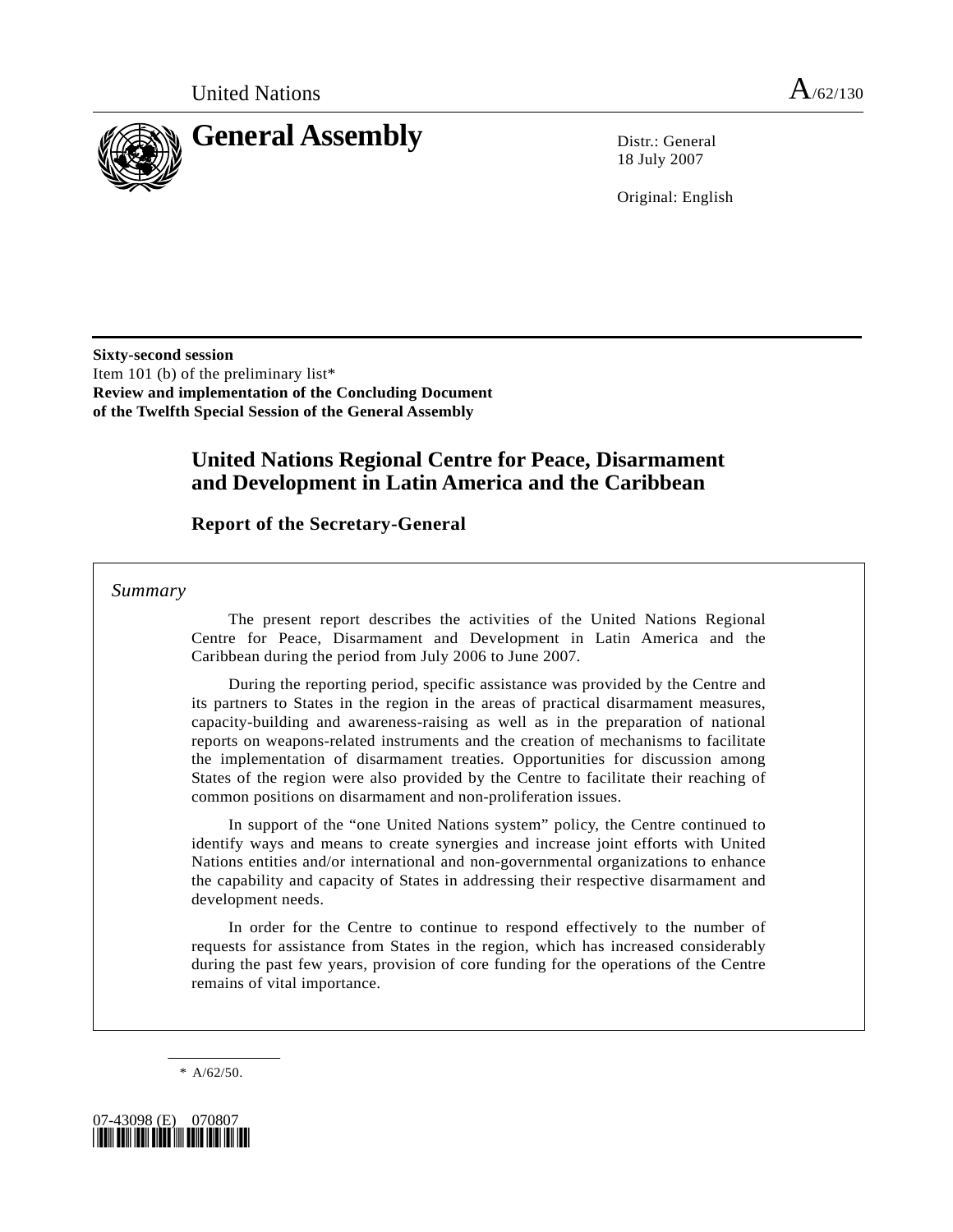United Nations A/62/130

# General Assembly

Distr.: General
18 July 2007

Original: English

**Sixty-second session**
Item 101 (b) of the preliminary list*
**Review and implementation of the Concluding Document of the Twelfth Special Session of the General Assembly**

## United Nations Regional Centre for Peace, Disarmament and Development in Latin America and the Caribbean

### Report of the Secretary-General

*Summary*

The present report describes the activities of the United Nations Regional Centre for Peace, Disarmament and Development in Latin America and the Caribbean during the period from July 2006 to June 2007.

During the reporting period, specific assistance was provided by the Centre and its partners to States in the region in the areas of practical disarmament measures, capacity-building and awareness-raising as well as in the preparation of national reports on weapons-related instruments and the creation of mechanisms to facilitate the implementation of disarmament treaties. Opportunities for discussion among States of the region were also provided by the Centre to facilitate their reaching of common positions on disarmament and non-proliferation issues.

In support of the "one United Nations system" policy, the Centre continued to identify ways and means to create synergies and increase joint efforts with United Nations entities and/or international and non-governmental organizations to enhance the capability and capacity of States in addressing their respective disarmament and development needs.

In order for the Centre to continue to respond effectively to the number of requests for assistance from States in the region, which has increased considerably during the past few years, provision of core funding for the operations of the Centre remains of vital importance.

\* A/62/50.

07-43098 (E) 070807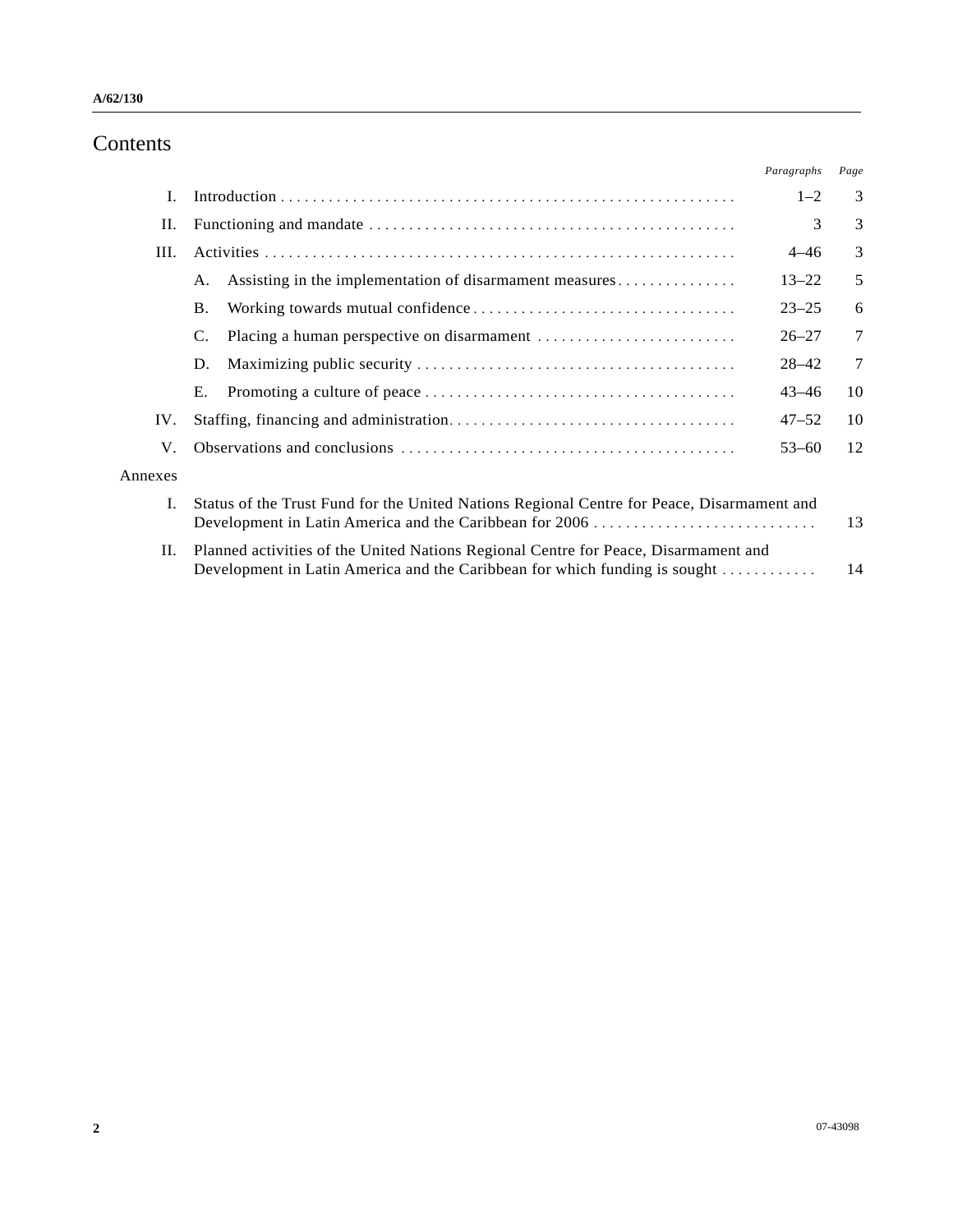# Contents

| | | Paragraphs | Page |
|---|---|---|---|
| I. | Introduction | 1–2 | 3 |
| II. | Functioning and mandate | 3 | 3 |
| III. | Activities | 4–46 | 3 |
| | A. Assisting in the implementation of disarmament measures | 13–22 | 5 |
| | B. Working towards mutual confidence | 23–25 | 6 |
| | C. Placing a human perspective on disarmament | 26–27 | 7 |
| | D. Maximizing public security | 28–42 | 7 |
| | E. Promoting a culture of peace | 43–46 | 10 |
| IV. | Staffing, financing and administration | 47–52 | 10 |
| V. | Observations and conclusions | 53–60 | 12 |
| Annexes | | | |
| I. | Status of the Trust Fund for the United Nations Regional Centre for Peace, Disarmament and Development in Latin America and the Caribbean for 2006 | | 13 |
| II. | Planned activities of the United Nations Regional Centre for Peace, Disarmament and Development in Latin America and the Caribbean for which funding is sought | | 14 |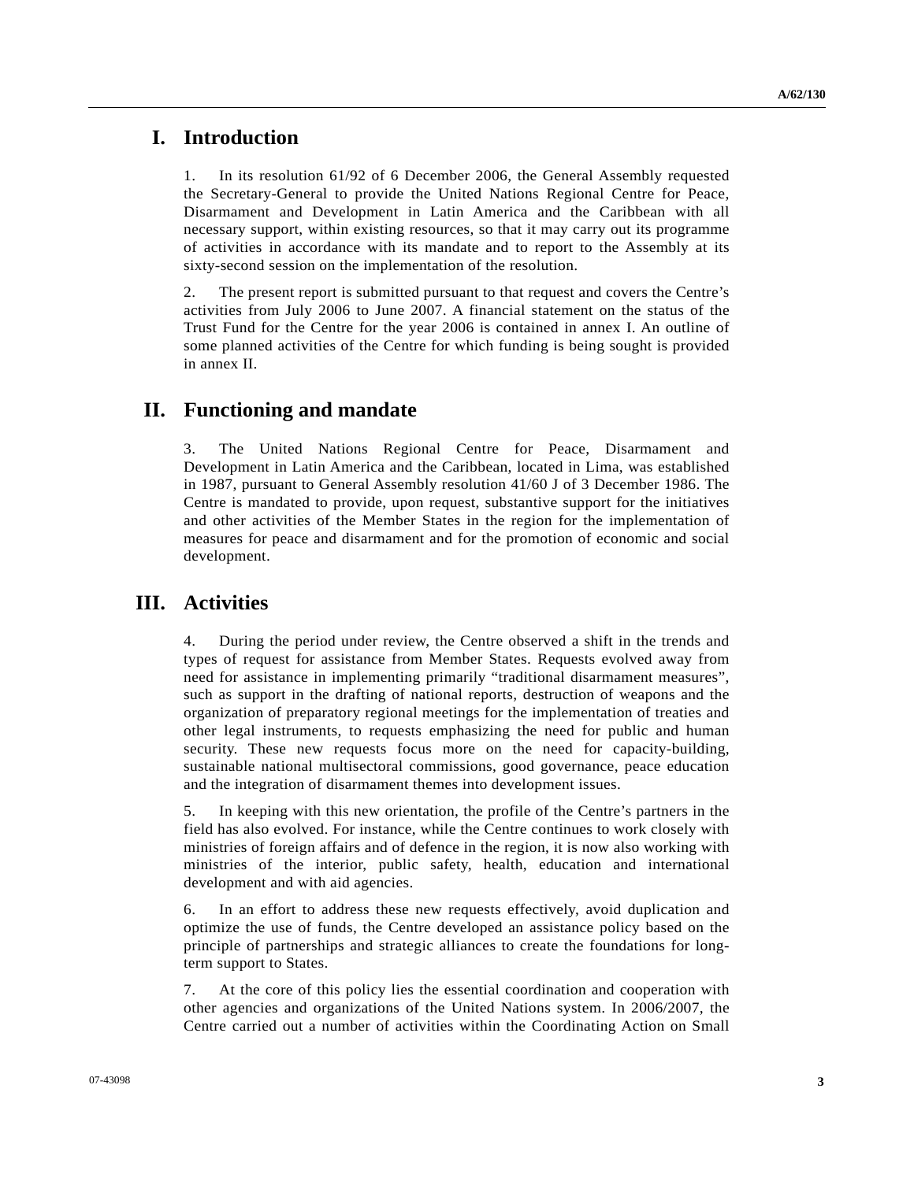# I. Introduction

1. In its resolution 61/92 of 6 December 2006, the General Assembly requested the Secretary-General to provide the United Nations Regional Centre for Peace, Disarmament and Development in Latin America and the Caribbean with all necessary support, within existing resources, so that it may carry out its programme of activities in accordance with its mandate and to report to the Assembly at its sixty-second session on the implementation of the resolution.

2. The present report is submitted pursuant to that request and covers the Centre's activities from July 2006 to June 2007. A financial statement on the status of the Trust Fund for the Centre for the year 2006 is contained in annex I. An outline of some planned activities of the Centre for which funding is being sought is provided in annex II.

# II. Functioning and mandate

3. The United Nations Regional Centre for Peace, Disarmament and Development in Latin America and the Caribbean, located in Lima, was established in 1987, pursuant to General Assembly resolution 41/60 J of 3 December 1986. The Centre is mandated to provide, upon request, substantive support for the initiatives and other activities of the Member States in the region for the implementation of measures for peace and disarmament and for the promotion of economic and social development.

# III. Activities

4. During the period under review, the Centre observed a shift in the trends and types of request for assistance from Member States. Requests evolved away from need for assistance in implementing primarily "traditional disarmament measures", such as support in the drafting of national reports, destruction of weapons and the organization of preparatory regional meetings for the implementation of treaties and other legal instruments, to requests emphasizing the need for public and human security. These new requests focus more on the need for capacity-building, sustainable national multisectoral commissions, good governance, peace education and the integration of disarmament themes into development issues.

5. In keeping with this new orientation, the profile of the Centre's partners in the field has also evolved. For instance, while the Centre continues to work closely with ministries of foreign affairs and of defence in the region, it is now also working with ministries of the interior, public safety, health, education and international development and with aid agencies.

6. In an effort to address these new requests effectively, avoid duplication and optimize the use of funds, the Centre developed an assistance policy based on the principle of partnerships and strategic alliances to create the foundations for long-term support to States.

7. At the core of this policy lies the essential coordination and cooperation with other agencies and organizations of the United Nations system. In 2006/2007, the Centre carried out a number of activities within the Coordinating Action on Small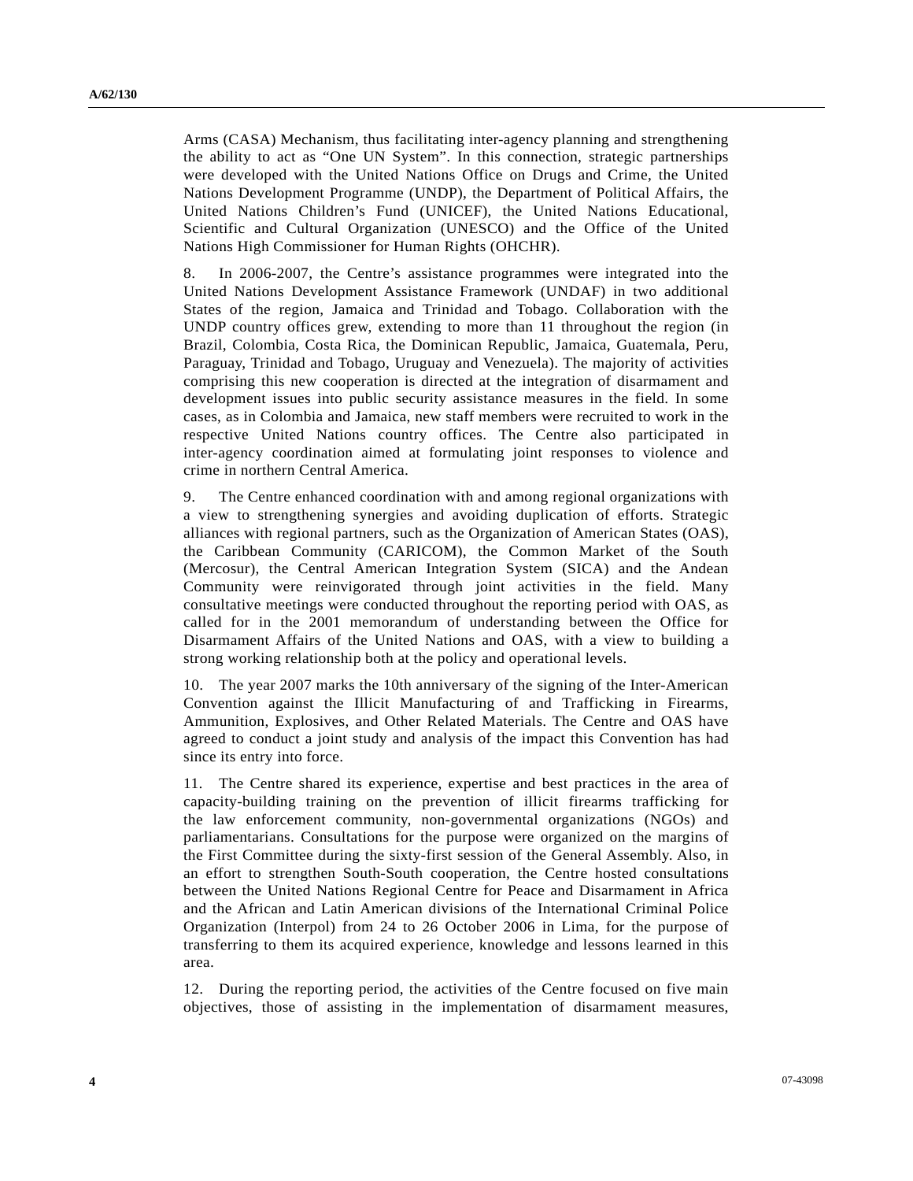Arms (CASA) Mechanism, thus facilitating inter-agency planning and strengthening the ability to act as "One UN System". In this connection, strategic partnerships were developed with the United Nations Office on Drugs and Crime, the United Nations Development Programme (UNDP), the Department of Political Affairs, the United Nations Children's Fund (UNICEF), the United Nations Educational, Scientific and Cultural Organization (UNESCO) and the Office of the United Nations High Commissioner for Human Rights (OHCHR).

8. In 2006-2007, the Centre's assistance programmes were integrated into the United Nations Development Assistance Framework (UNDAF) in two additional States of the region, Jamaica and Trinidad and Tobago. Collaboration with the UNDP country offices grew, extending to more than 11 throughout the region (in Brazil, Colombia, Costa Rica, the Dominican Republic, Jamaica, Guatemala, Peru, Paraguay, Trinidad and Tobago, Uruguay and Venezuela). The majority of activities comprising this new cooperation is directed at the integration of disarmament and development issues into public security assistance measures in the field. In some cases, as in Colombia and Jamaica, new staff members were recruited to work in the respective United Nations country offices. The Centre also participated in inter-agency coordination aimed at formulating joint responses to violence and crime in northern Central America.

9. The Centre enhanced coordination with and among regional organizations with a view to strengthening synergies and avoiding duplication of efforts. Strategic alliances with regional partners, such as the Organization of American States (OAS), the Caribbean Community (CARICOM), the Common Market of the South (Mercosur), the Central American Integration System (SICA) and the Andean Community were reinvigorated through joint activities in the field. Many consultative meetings were conducted throughout the reporting period with OAS, as called for in the 2001 memorandum of understanding between the Office for Disarmament Affairs of the United Nations and OAS, with a view to building a strong working relationship both at the policy and operational levels.

10. The year 2007 marks the 10th anniversary of the signing of the Inter-American Convention against the Illicit Manufacturing of and Trafficking in Firearms, Ammunition, Explosives, and Other Related Materials. The Centre and OAS have agreed to conduct a joint study and analysis of the impact this Convention has had since its entry into force.

11. The Centre shared its experience, expertise and best practices in the area of capacity-building training on the prevention of illicit firearms trafficking for the law enforcement community, non-governmental organizations (NGOs) and parliamentarians. Consultations for the purpose were organized on the margins of the First Committee during the sixty-first session of the General Assembly. Also, in an effort to strengthen South-South cooperation, the Centre hosted consultations between the United Nations Regional Centre for Peace and Disarmament in Africa and the African and Latin American divisions of the International Criminal Police Organization (Interpol) from 24 to 26 October 2006 in Lima, for the purpose of transferring to them its acquired experience, knowledge and lessons learned in this area.

12. During the reporting period, the activities of the Centre focused on five main objectives, those of assisting in the implementation of disarmament measures,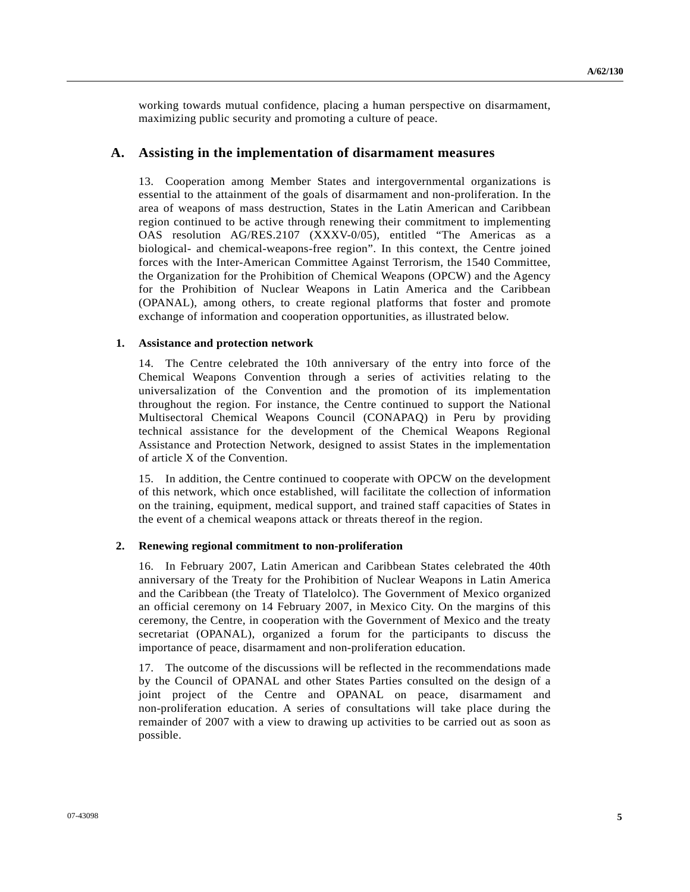working towards mutual confidence, placing a human perspective on disarmament, maximizing public security and promoting a culture of peace.

## A. Assisting in the implementation of disarmament measures

13. Cooperation among Member States and intergovernmental organizations is essential to the attainment of the goals of disarmament and non-proliferation. In the area of weapons of mass destruction, States in the Latin American and Caribbean region continued to be active through renewing their commitment to implementing OAS resolution AG/RES.2107 (XXXV-0/05), entitled "The Americas as a biological- and chemical-weapons-free region". In this context, the Centre joined forces with the Inter-American Committee Against Terrorism, the 1540 Committee, the Organization for the Prohibition of Chemical Weapons (OPCW) and the Agency for the Prohibition of Nuclear Weapons in Latin America and the Caribbean (OPANAL), among others, to create regional platforms that foster and promote exchange of information and cooperation opportunities, as illustrated below.

### 1. Assistance and protection network

14. The Centre celebrated the 10th anniversary of the entry into force of the Chemical Weapons Convention through a series of activities relating to the universalization of the Convention and the promotion of its implementation throughout the region. For instance, the Centre continued to support the National Multisectoral Chemical Weapons Council (CONAPAQ) in Peru by providing technical assistance for the development of the Chemical Weapons Regional Assistance and Protection Network, designed to assist States in the implementation of article X of the Convention.

15. In addition, the Centre continued to cooperate with OPCW on the development of this network, which once established, will facilitate the collection of information on the training, equipment, medical support, and trained staff capacities of States in the event of a chemical weapons attack or threats thereof in the region.

### 2. Renewing regional commitment to non-proliferation

16. In February 2007, Latin American and Caribbean States celebrated the 40th anniversary of the Treaty for the Prohibition of Nuclear Weapons in Latin America and the Caribbean (the Treaty of Tlatelolco). The Government of Mexico organized an official ceremony on 14 February 2007, in Mexico City. On the margins of this ceremony, the Centre, in cooperation with the Government of Mexico and the treaty secretariat (OPANAL), organized a forum for the participants to discuss the importance of peace, disarmament and non-proliferation education.

17. The outcome of the discussions will be reflected in the recommendations made by the Council of OPANAL and other States Parties consulted on the design of a joint project of the Centre and OPANAL on peace, disarmament and non-proliferation education. A series of consultations will take place during the remainder of 2007 with a view to drawing up activities to be carried out as soon as possible.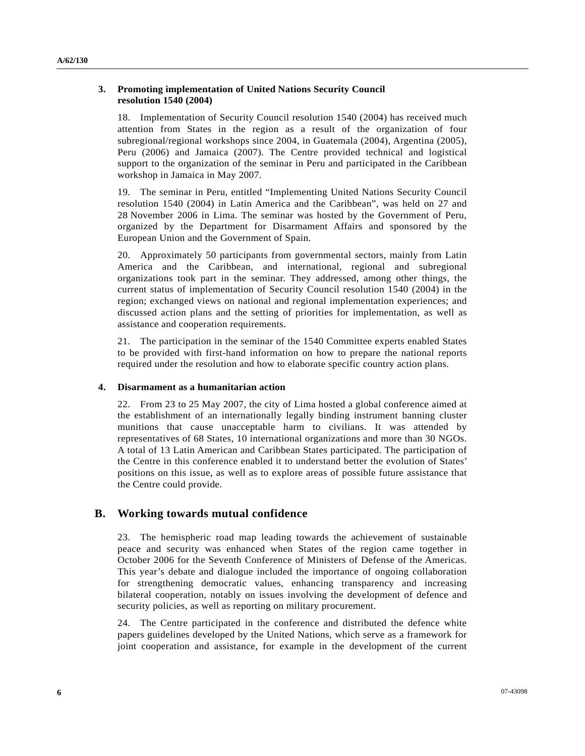### 3. Promoting implementation of United Nations Security Council resolution 1540 (2004)

18. Implementation of Security Council resolution 1540 (2004) has received much attention from States in the region as a result of the organization of four subregional/regional workshops since 2004, in Guatemala (2004), Argentina (2005), Peru (2006) and Jamaica (2007). The Centre provided technical and logistical support to the organization of the seminar in Peru and participated in the Caribbean workshop in Jamaica in May 2007.

19. The seminar in Peru, entitled "Implementing United Nations Security Council resolution 1540 (2004) in Latin America and the Caribbean", was held on 27 and 28 November 2006 in Lima. The seminar was hosted by the Government of Peru, organized by the Department for Disarmament Affairs and sponsored by the European Union and the Government of Spain.

20. Approximately 50 participants from governmental sectors, mainly from Latin America and the Caribbean, and international, regional and subregional organizations took part in the seminar. They addressed, among other things, the current status of implementation of Security Council resolution 1540 (2004) in the region; exchanged views on national and regional implementation experiences; and discussed action plans and the setting of priorities for implementation, as well as assistance and cooperation requirements.

21. The participation in the seminar of the 1540 Committee experts enabled States to be provided with first-hand information on how to prepare the national reports required under the resolution and how to elaborate specific country action plans.

### 4. Disarmament as a humanitarian action

22. From 23 to 25 May 2007, the city of Lima hosted a global conference aimed at the establishment of an internationally legally binding instrument banning cluster munitions that cause unacceptable harm to civilians. It was attended by representatives of 68 States, 10 international organizations and more than 30 NGOs. A total of 13 Latin American and Caribbean States participated. The participation of the Centre in this conference enabled it to understand better the evolution of States' positions on this issue, as well as to explore areas of possible future assistance that the Centre could provide.

## B. Working towards mutual confidence

23. The hemispheric road map leading towards the achievement of sustainable peace and security was enhanced when States of the region came together in October 2006 for the Seventh Conference of Ministers of Defense of the Americas. This year's debate and dialogue included the importance of ongoing collaboration for strengthening democratic values, enhancing transparency and increasing bilateral cooperation, notably on issues involving the development of defence and security policies, as well as reporting on military procurement.

24. The Centre participated in the conference and distributed the defence white papers guidelines developed by the United Nations, which serve as a framework for joint cooperation and assistance, for example in the development of the current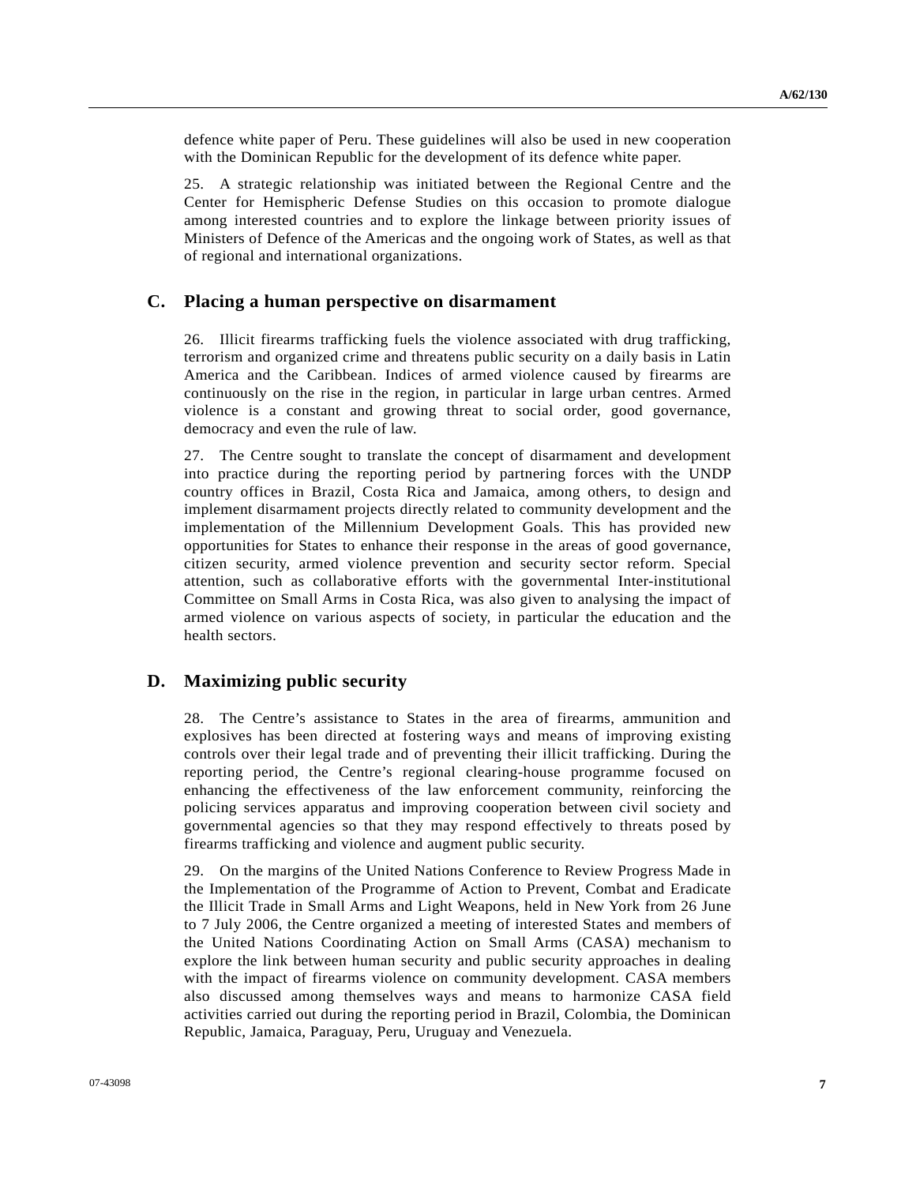defence white paper of Peru. These guidelines will also be used in new cooperation with the Dominican Republic for the development of its defence white paper.

25. A strategic relationship was initiated between the Regional Centre and the Center for Hemispheric Defense Studies on this occasion to promote dialogue among interested countries and to explore the linkage between priority issues of Ministers of Defence of the Americas and the ongoing work of States, as well as that of regional and international organizations.

## C. Placing a human perspective on disarmament

26. Illicit firearms trafficking fuels the violence associated with drug trafficking, terrorism and organized crime and threatens public security on a daily basis in Latin America and the Caribbean. Indices of armed violence caused by firearms are continuously on the rise in the region, in particular in large urban centres. Armed violence is a constant and growing threat to social order, good governance, democracy and even the rule of law.

27. The Centre sought to translate the concept of disarmament and development into practice during the reporting period by partnering forces with the UNDP country offices in Brazil, Costa Rica and Jamaica, among others, to design and implement disarmament projects directly related to community development and the implementation of the Millennium Development Goals. This has provided new opportunities for States to enhance their response in the areas of good governance, citizen security, armed violence prevention and security sector reform. Special attention, such as collaborative efforts with the governmental Inter-institutional Committee on Small Arms in Costa Rica, was also given to analysing the impact of armed violence on various aspects of society, in particular the education and the health sectors.

## D. Maximizing public security

28. The Centre's assistance to States in the area of firearms, ammunition and explosives has been directed at fostering ways and means of improving existing controls over their legal trade and of preventing their illicit trafficking. During the reporting period, the Centre's regional clearing-house programme focused on enhancing the effectiveness of the law enforcement community, reinforcing the policing services apparatus and improving cooperation between civil society and governmental agencies so that they may respond effectively to threats posed by firearms trafficking and violence and augment public security.

29. On the margins of the United Nations Conference to Review Progress Made in the Implementation of the Programme of Action to Prevent, Combat and Eradicate the Illicit Trade in Small Arms and Light Weapons, held in New York from 26 June to 7 July 2006, the Centre organized a meeting of interested States and members of the United Nations Coordinating Action on Small Arms (CASA) mechanism to explore the link between human security and public security approaches in dealing with the impact of firearms violence on community development. CASA members also discussed among themselves ways and means to harmonize CASA field activities carried out during the reporting period in Brazil, Colombia, the Dominican Republic, Jamaica, Paraguay, Peru, Uruguay and Venezuela.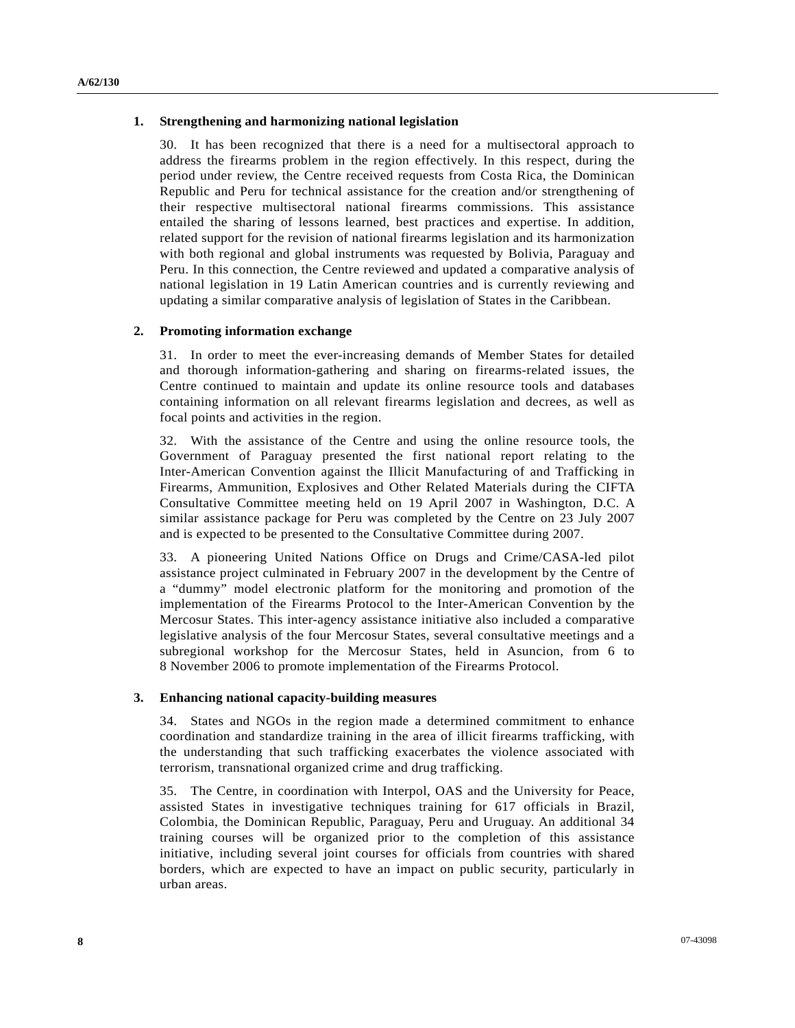### 1. Strengthening and harmonizing national legislation

30. It has been recognized that there is a need for a multisectoral approach to address the firearms problem in the region effectively. In this respect, during the period under review, the Centre received requests from Costa Rica, the Dominican Republic and Peru for technical assistance for the creation and/or strengthening of their respective multisectoral national firearms commissions. This assistance entailed the sharing of lessons learned, best practices and expertise. In addition, related support for the revision of national firearms legislation and its harmonization with both regional and global instruments was requested by Bolivia, Paraguay and Peru. In this connection, the Centre reviewed and updated a comparative analysis of national legislation in 19 Latin American countries and is currently reviewing and updating a similar comparative analysis of legislation of States in the Caribbean.

### 2. Promoting information exchange

31. In order to meet the ever-increasing demands of Member States for detailed and thorough information-gathering and sharing on firearms-related issues, the Centre continued to maintain and update its online resource tools and databases containing information on all relevant firearms legislation and decrees, as well as focal points and activities in the region.

32. With the assistance of the Centre and using the online resource tools, the Government of Paraguay presented the first national report relating to the Inter-American Convention against the Illicit Manufacturing of and Trafficking in Firearms, Ammunition, Explosives and Other Related Materials during the CIFTA Consultative Committee meeting held on 19 April 2007 in Washington, D.C. A similar assistance package for Peru was completed by the Centre on 23 July 2007 and is expected to be presented to the Consultative Committee during 2007.

33. A pioneering United Nations Office on Drugs and Crime/CASA-led pilot assistance project culminated in February 2007 in the development by the Centre of a "dummy" model electronic platform for the monitoring and promotion of the implementation of the Firearms Protocol to the Inter-American Convention by the Mercosur States. This inter-agency assistance initiative also included a comparative legislative analysis of the four Mercosur States, several consultative meetings and a subregional workshop for the Mercosur States, held in Asuncion, from 6 to 8 November 2006 to promote implementation of the Firearms Protocol.

### 3. Enhancing national capacity-building measures

34. States and NGOs in the region made a determined commitment to enhance coordination and standardize training in the area of illicit firearms trafficking, with the understanding that such trafficking exacerbates the violence associated with terrorism, transnational organized crime and drug trafficking.

35. The Centre, in coordination with Interpol, OAS and the University for Peace, assisted States in investigative techniques training for 617 officials in Brazil, Colombia, the Dominican Republic, Paraguay, Peru and Uruguay. An additional 34 training courses will be organized prior to the completion of this assistance initiative, including several joint courses for officials from countries with shared borders, which are expected to have an impact on public security, particularly in urban areas.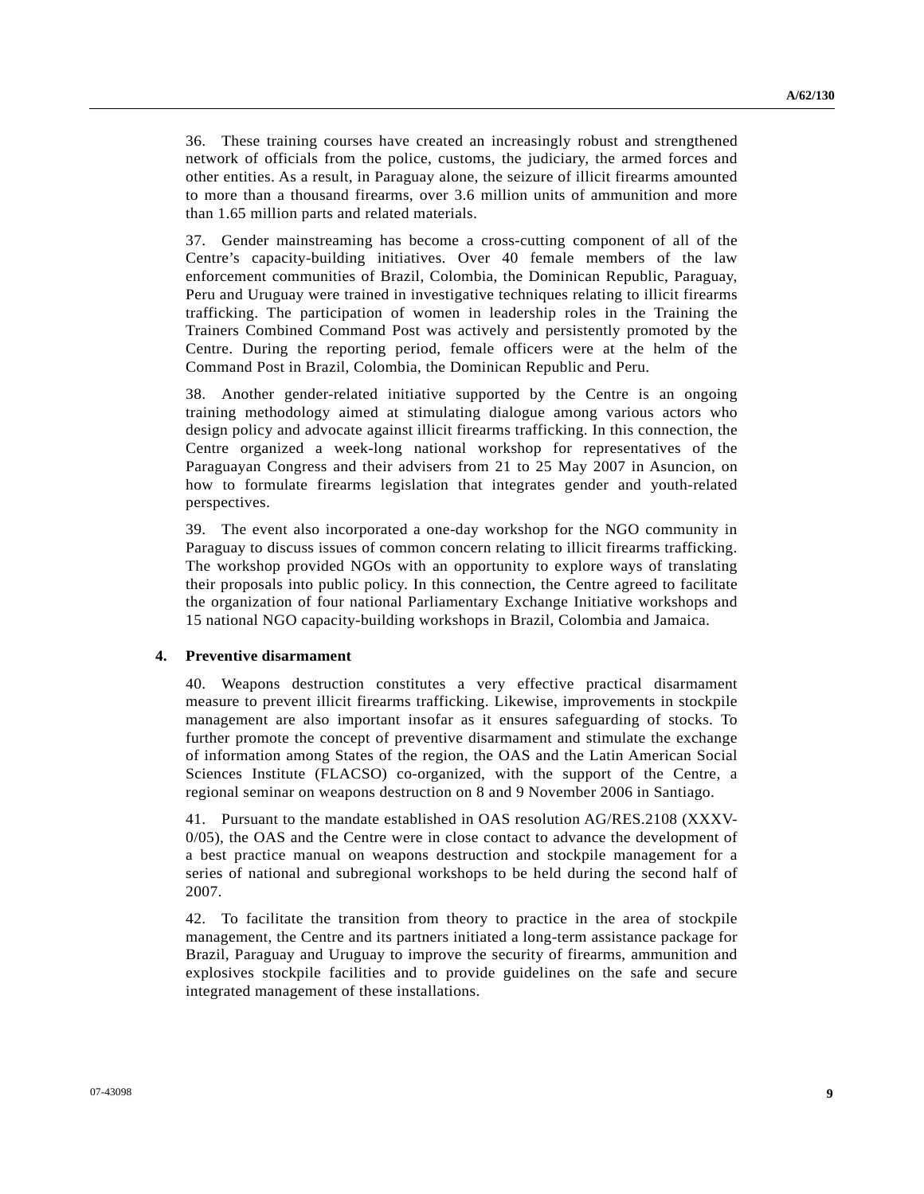36. These training courses have created an increasingly robust and strengthened network of officials from the police, customs, the judiciary, the armed forces and other entities. As a result, in Paraguay alone, the seizure of illicit firearms amounted to more than a thousand firearms, over 3.6 million units of ammunition and more than 1.65 million parts and related materials.

37. Gender mainstreaming has become a cross-cutting component of all of the Centre's capacity-building initiatives. Over 40 female members of the law enforcement communities of Brazil, Colombia, the Dominican Republic, Paraguay, Peru and Uruguay were trained in investigative techniques relating to illicit firearms trafficking. The participation of women in leadership roles in the Training the Trainers Combined Command Post was actively and persistently promoted by the Centre. During the reporting period, female officers were at the helm of the Command Post in Brazil, Colombia, the Dominican Republic and Peru.

38. Another gender-related initiative supported by the Centre is an ongoing training methodology aimed at stimulating dialogue among various actors who design policy and advocate against illicit firearms trafficking. In this connection, the Centre organized a week-long national workshop for representatives of the Paraguayan Congress and their advisers from 21 to 25 May 2007 in Asuncion, on how to formulate firearms legislation that integrates gender and youth-related perspectives.

39. The event also incorporated a one-day workshop for the NGO community in Paraguay to discuss issues of common concern relating to illicit firearms trafficking. The workshop provided NGOs with an opportunity to explore ways of translating their proposals into public policy. In this connection, the Centre agreed to facilitate the organization of four national Parliamentary Exchange Initiative workshops and 15 national NGO capacity-building workshops in Brazil, Colombia and Jamaica.

### 4. Preventive disarmament

40. Weapons destruction constitutes a very effective practical disarmament measure to prevent illicit firearms trafficking. Likewise, improvements in stockpile management are also important insofar as it ensures safeguarding of stocks. To further promote the concept of preventive disarmament and stimulate the exchange of information among States of the region, the OAS and the Latin American Social Sciences Institute (FLACSO) co-organized, with the support of the Centre, a regional seminar on weapons destruction on 8 and 9 November 2006 in Santiago.

41. Pursuant to the mandate established in OAS resolution AG/RES.2108 (XXXV-0/05), the OAS and the Centre were in close contact to advance the development of a best practice manual on weapons destruction and stockpile management for a series of national and subregional workshops to be held during the second half of 2007.

42. To facilitate the transition from theory to practice in the area of stockpile management, the Centre and its partners initiated a long-term assistance package for Brazil, Paraguay and Uruguay to improve the security of firearms, ammunition and explosives stockpile facilities and to provide guidelines on the safe and secure integrated management of these installations.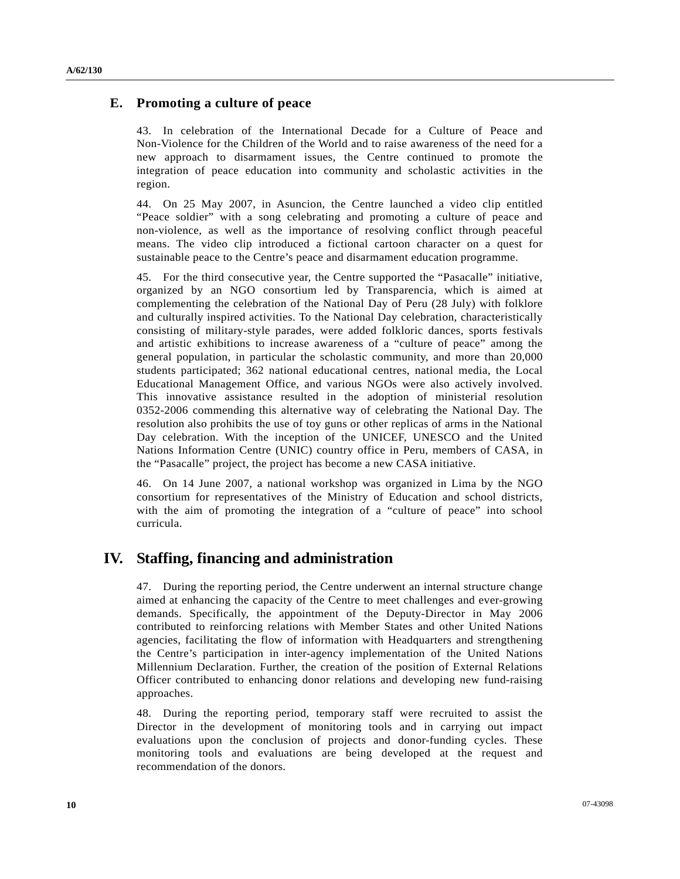## E. Promoting a culture of peace

43. In celebration of the International Decade for a Culture of Peace and Non-Violence for the Children of the World and to raise awareness of the need for a new approach to disarmament issues, the Centre continued to promote the integration of peace education into community and scholastic activities in the region.

44. On 25 May 2007, in Asuncion, the Centre launched a video clip entitled "Peace soldier" with a song celebrating and promoting a culture of peace and non-violence, as well as the importance of resolving conflict through peaceful means. The video clip introduced a fictional cartoon character on a quest for sustainable peace to the Centre's peace and disarmament education programme.

45. For the third consecutive year, the Centre supported the "Pasacalle" initiative, organized by an NGO consortium led by Transparencia, which is aimed at complementing the celebration of the National Day of Peru (28 July) with folklore and culturally inspired activities. To the National Day celebration, characteristically consisting of military-style parades, were added folkloric dances, sports festivals and artistic exhibitions to increase awareness of a "culture of peace" among the general population, in particular the scholastic community, and more than 20,000 students participated; 362 national educational centres, national media, the Local Educational Management Office, and various NGOs were also actively involved. This innovative assistance resulted in the adoption of ministerial resolution 0352-2006 commending this alternative way of celebrating the National Day. The resolution also prohibits the use of toy guns or other replicas of arms in the National Day celebration. With the inception of the UNICEF, UNESCO and the United Nations Information Centre (UNIC) country office in Peru, members of CASA, in the "Pasacalle" project, the project has become a new CASA initiative.

46. On 14 June 2007, a national workshop was organized in Lima by the NGO consortium for representatives of the Ministry of Education and school districts, with the aim of promoting the integration of a "culture of peace" into school curricula.

# IV. Staffing, financing and administration

47. During the reporting period, the Centre underwent an internal structure change aimed at enhancing the capacity of the Centre to meet challenges and ever-growing demands. Specifically, the appointment of the Deputy-Director in May 2006 contributed to reinforcing relations with Member States and other United Nations agencies, facilitating the flow of information with Headquarters and strengthening the Centre's participation in inter-agency implementation of the United Nations Millennium Declaration. Further, the creation of the position of External Relations Officer contributed to enhancing donor relations and developing new fund-raising approaches.

48. During the reporting period, temporary staff were recruited to assist the Director in the development of monitoring tools and in carrying out impact evaluations upon the conclusion of projects and donor-funding cycles. These monitoring tools and evaluations are being developed at the request and recommendation of the donors.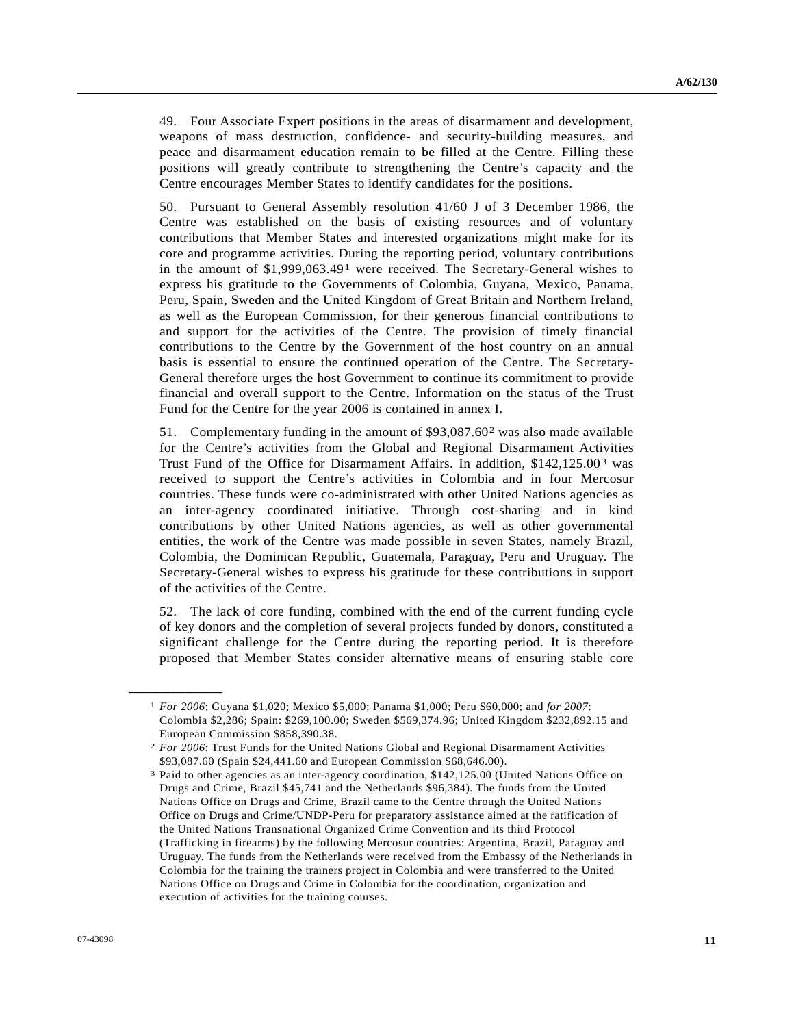49. Four Associate Expert positions in the areas of disarmament and development, weapons of mass destruction, confidence- and security-building measures, and peace and disarmament education remain to be filled at the Centre. Filling these positions will greatly contribute to strengthening the Centre's capacity and the Centre encourages Member States to identify candidates for the positions.

50. Pursuant to General Assembly resolution 41/60 J of 3 December 1986, the Centre was established on the basis of existing resources and of voluntary contributions that Member States and interested organizations might make for its core and programme activities. During the reporting period, voluntary contributions in the amount of $1,999,063.49[1] were received. The Secretary-General wishes to express his gratitude to the Governments of Colombia, Guyana, Mexico, Panama, Peru, Spain, Sweden and the United Kingdom of Great Britain and Northern Ireland, as well as the European Commission, for their generous financial contributions to and support for the activities of the Centre. The provision of timely financial contributions to the Centre by the Government of the host country on an annual basis is essential to ensure the continued operation of the Centre. The Secretary-General therefore urges the host Government to continue its commitment to provide financial and overall support to the Centre. Information on the status of the Trust Fund for the Centre for the year 2006 is contained in annex I.

51. Complementary funding in the amount of $93,087.60[2] was also made available for the Centre's activities from the Global and Regional Disarmament Activities Trust Fund of the Office for Disarmament Affairs. In addition, $142,125.00[3] was received to support the Centre's activities in Colombia and in four Mercosur countries. These funds were co-administrated with other United Nations agencies as an inter-agency coordinated initiative. Through cost-sharing and in kind contributions by other United Nations agencies, as well as other governmental entities, the work of the Centre was made possible in seven States, namely Brazil, Colombia, the Dominican Republic, Guatemala, Paraguay, Peru and Uruguay. The Secretary-General wishes to express his gratitude for these contributions in support of the activities of the Centre.

52. The lack of core funding, combined with the end of the current funding cycle of key donors and the completion of several projects funded by donors, constituted a significant challenge for the Centre during the reporting period. It is therefore proposed that Member States consider alternative means of ensuring stable core

---

[1] *For 2006*: Guyana $1,020; Mexico $5,000; Panama $1,000; Peru $60,000; and *for 2007*: Colombia $2,286; Spain: $269,100.00; Sweden $569,374.96; United Kingdom $232,892.15 and European Commission $858,390.38.

[2] *For 2006*: Trust Funds for the United Nations Global and Regional Disarmament Activities $93,087.60 (Spain $24,441.60 and European Commission $68,646.00).

[3] Paid to other agencies as an inter-agency coordination, $142,125.00 (United Nations Office on Drugs and Crime, Brazil $45,741 and the Netherlands $96,384). The funds from the United Nations Office on Drugs and Crime, Brazil came to the Centre through the United Nations Office on Drugs and Crime/UNDP-Peru for preparatory assistance aimed at the ratification of the United Nations Transnational Organized Crime Convention and its third Protocol (Trafficking in firearms) by the following Mercosur countries: Argentina, Brazil, Paraguay and Uruguay. The funds from the Netherlands were received from the Embassy of the Netherlands in Colombia for the training the trainers project in Colombia and were transferred to the United Nations Office on Drugs and Crime in Colombia for the coordination, organization and execution of activities for the training courses.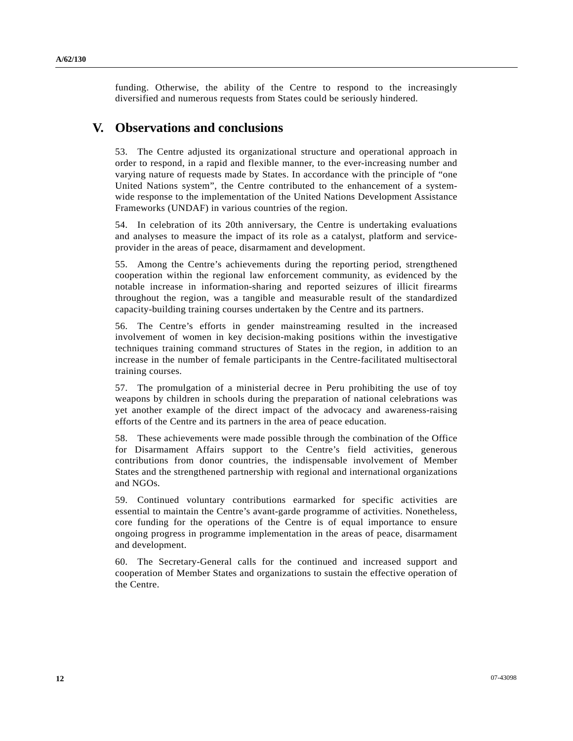funding. Otherwise, the ability of the Centre to respond to the increasingly diversified and numerous requests from States could be seriously hindered.

# V. Observations and conclusions

53. The Centre adjusted its organizational structure and operational approach in order to respond, in a rapid and flexible manner, to the ever-increasing number and varying nature of requests made by States. In accordance with the principle of "one United Nations system", the Centre contributed to the enhancement of a system-wide response to the implementation of the United Nations Development Assistance Frameworks (UNDAF) in various countries of the region.

54. In celebration of its 20th anniversary, the Centre is undertaking evaluations and analyses to measure the impact of its role as a catalyst, platform and service-provider in the areas of peace, disarmament and development.

55. Among the Centre's achievements during the reporting period, strengthened cooperation within the regional law enforcement community, as evidenced by the notable increase in information-sharing and reported seizures of illicit firearms throughout the region, was a tangible and measurable result of the standardized capacity-building training courses undertaken by the Centre and its partners.

56. The Centre's efforts in gender mainstreaming resulted in the increased involvement of women in key decision-making positions within the investigative techniques training command structures of States in the region, in addition to an increase in the number of female participants in the Centre-facilitated multisectoral training courses.

57. The promulgation of a ministerial decree in Peru prohibiting the use of toy weapons by children in schools during the preparation of national celebrations was yet another example of the direct impact of the advocacy and awareness-raising efforts of the Centre and its partners in the area of peace education.

58. These achievements were made possible through the combination of the Office for Disarmament Affairs support to the Centre's field activities, generous contributions from donor countries, the indispensable involvement of Member States and the strengthened partnership with regional and international organizations and NGOs.

59. Continued voluntary contributions earmarked for specific activities are essential to maintain the Centre's avant-garde programme of activities. Nonetheless, core funding for the operations of the Centre is of equal importance to ensure ongoing progress in programme implementation in the areas of peace, disarmament and development.

60. The Secretary-General calls for the continued and increased support and cooperation of Member States and organizations to sustain the effective operation of the Centre.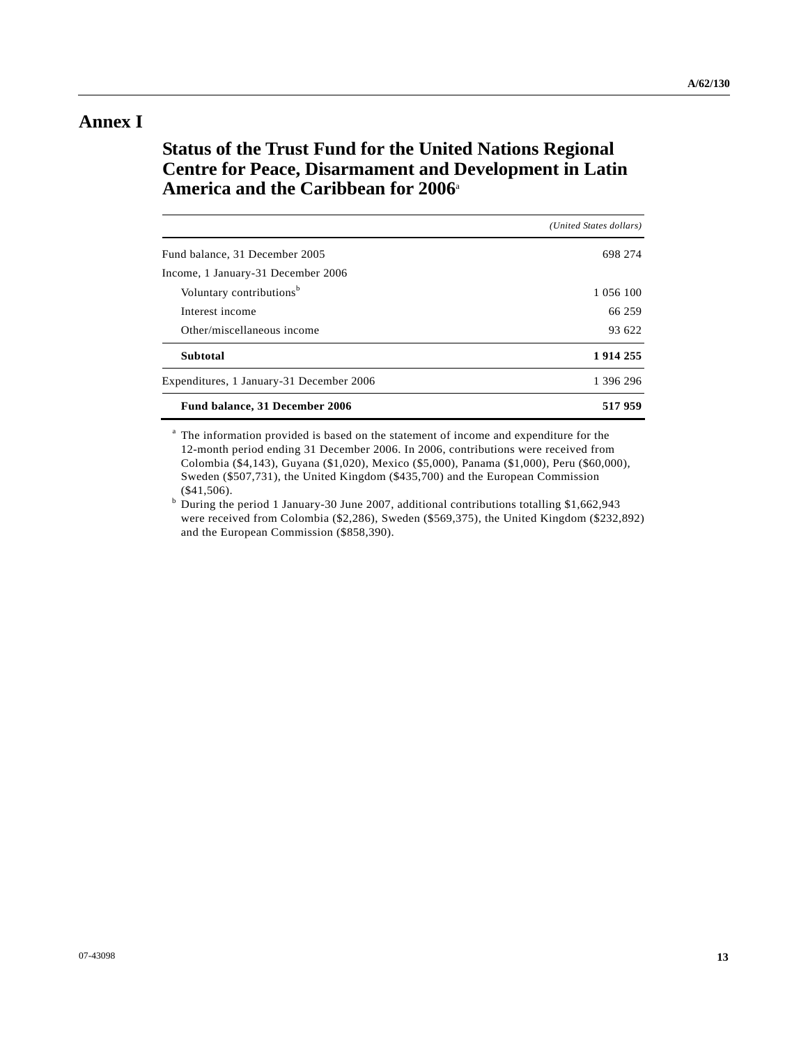# Annex I

## Status of the Trust Fund for the United Nations Regional Centre for Peace, Disarmament and Development in Latin America and the Caribbean for 2006[a]

| | *(United States dollars)* |
|---|---|
| Fund balance, 31 December 2005 | 698 274 |
| Income, 1 January-31 December 2006 | |
| Voluntary contributions[b] | 1 056 100 |
| Interest income | 66 259 |
| Other/miscellaneous income | 93 622 |
| **Subtotal** | **1 914 255** |
| Expenditures, 1 January-31 December 2006 | 1 396 296 |
| **Fund balance, 31 December 2006** | **517 959** |

[a] The information provided is based on the statement of income and expenditure for the 12-month period ending 31 December 2006. In 2006, contributions were received from Colombia ($4,143), Guyana ($1,020), Mexico ($5,000), Panama ($1,000), Peru ($60,000), Sweden ($507,731), the United Kingdom ($435,700) and the European Commission ($41,506).

[b] During the period 1 January-30 June 2007, additional contributions totalling $1,662,943 were received from Colombia ($2,286), Sweden ($569,375), the United Kingdom ($232,892) and the European Commission ($858,390).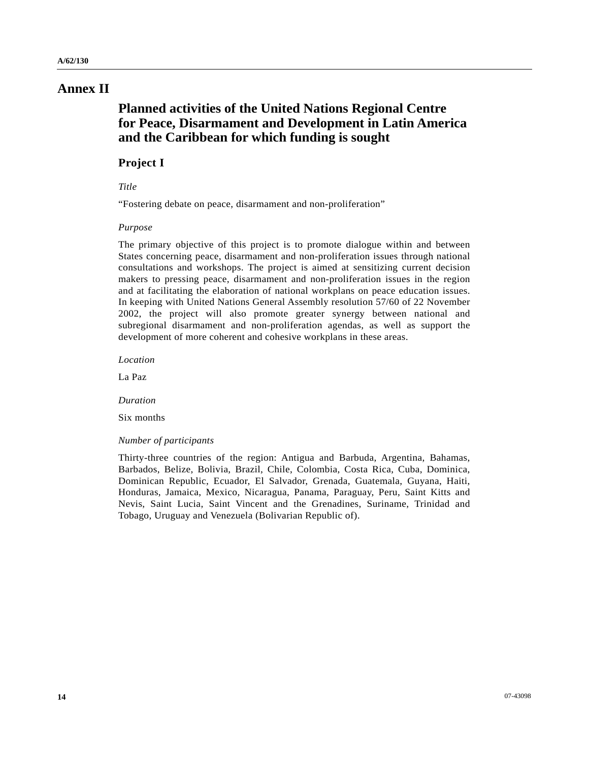# Annex II

## Planned activities of the United Nations Regional Centre for Peace, Disarmament and Development in Latin America and the Caribbean for which funding is sought

### Project I

*Title*

"Fostering debate on peace, disarmament and non-proliferation"

*Purpose*

The primary objective of this project is to promote dialogue within and between States concerning peace, disarmament and non-proliferation issues through national consultations and workshops. The project is aimed at sensitizing current decision makers to pressing peace, disarmament and non-proliferation issues in the region and at facilitating the elaboration of national workplans on peace education issues. In keeping with United Nations General Assembly resolution 57/60 of 22 November 2002, the project will also promote greater synergy between national and subregional disarmament and non-proliferation agendas, as well as support the development of more coherent and cohesive workplans in these areas.

*Location*

La Paz

*Duration*

Six months

*Number of participants*

Thirty-three countries of the region: Antigua and Barbuda, Argentina, Bahamas, Barbados, Belize, Bolivia, Brazil, Chile, Colombia, Costa Rica, Cuba, Dominica, Dominican Republic, Ecuador, El Salvador, Grenada, Guatemala, Guyana, Haiti, Honduras, Jamaica, Mexico, Nicaragua, Panama, Paraguay, Peru, Saint Kitts and Nevis, Saint Lucia, Saint Vincent and the Grenadines, Suriname, Trinidad and Tobago, Uruguay and Venezuela (Bolivarian Republic of).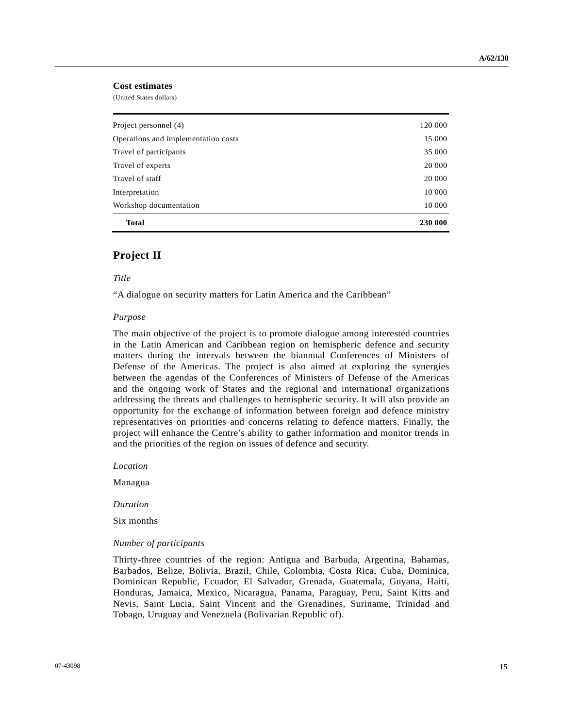**Cost estimates**

(United States dollars)

| | |
|---|---|
| Project personnel (4) | 120 000 |
| Operations and implementation costs | 15 000 |
| Travel of participants | 35 000 |
| Travel of experts | 20 000 |
| Travel of staff | 20 000 |
| Interpretation | 10 000 |
| Workshop documentation | 10 000 |
| **Total** | **230 000** |

## Project II

*Title*

"A dialogue on security matters for Latin America and the Caribbean"

*Purpose*

The main objective of the project is to promote dialogue among interested countries in the Latin American and Caribbean region on hemispheric defence and security matters during the intervals between the biannual Conferences of Ministers of Defense of the Americas. The project is also aimed at exploring the synergies between the agendas of the Conferences of Ministers of Defense of the Americas and the ongoing work of States and the regional and international organizations addressing the threats and challenges to hemispheric security. It will also provide an opportunity for the exchange of information between foreign and defence ministry representatives on priorities and concerns relating to defence matters. Finally, the project will enhance the Centre's ability to gather information and monitor trends in and the priorities of the region on issues of defence and security.

*Location*

Managua

*Duration*

Six months

*Number of participants*

Thirty-three countries of the region: Antigua and Barbuda, Argentina, Bahamas, Barbados, Belize, Bolivia, Brazil, Chile, Colombia, Costa Rica, Cuba, Dominica, Dominican Republic, Ecuador, El Salvador, Grenada, Guatemala, Guyana, Haiti, Honduras, Jamaica, Mexico, Nicaragua, Panama, Paraguay, Peru, Saint Kitts and Nevis, Saint Lucia, Saint Vincent and the Grenadines, Suriname, Trinidad and Tobago, Uruguay and Venezuela (Bolivarian Republic of).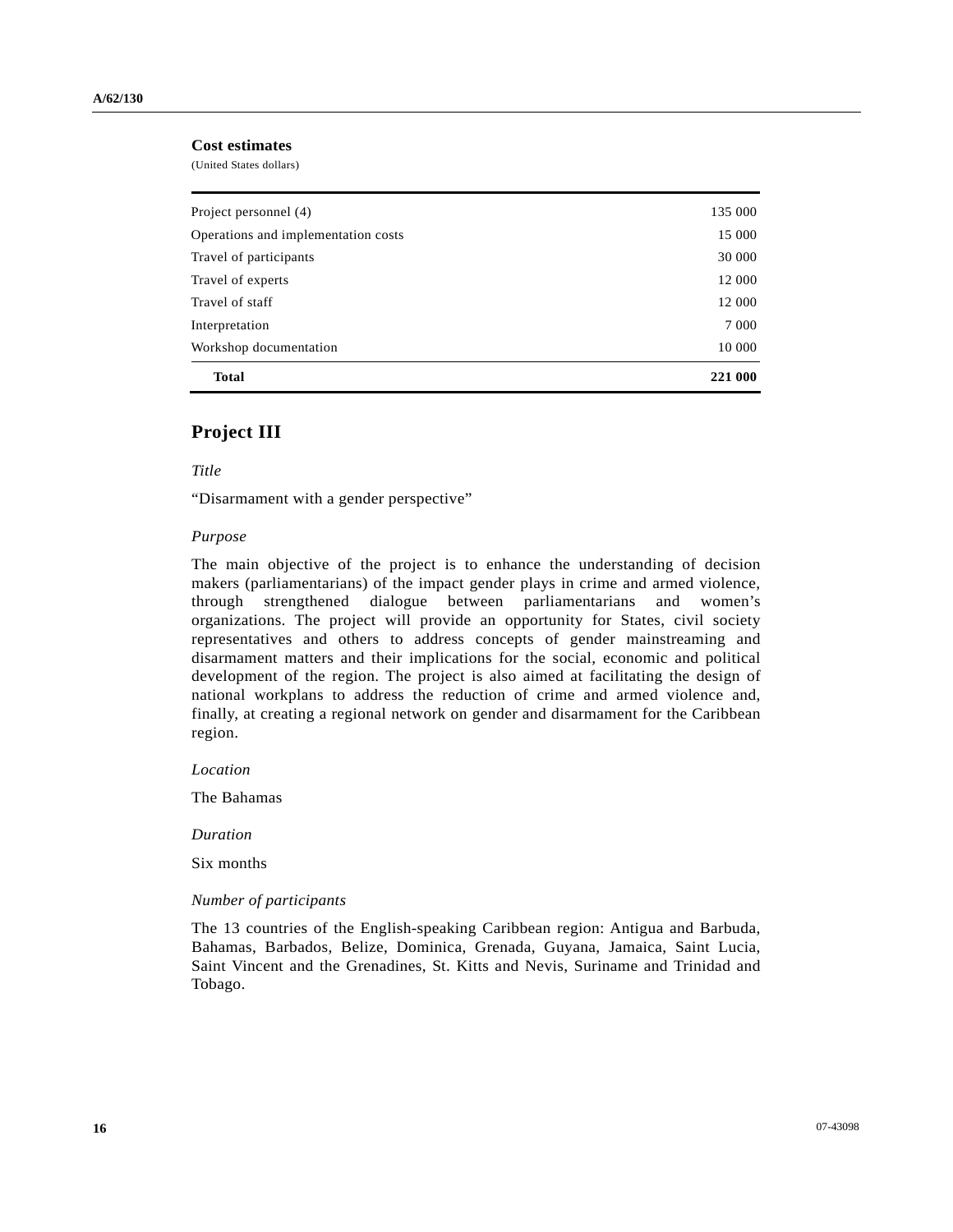**Cost estimates**

(United States dollars)

| | |
|---|---:|
| Project personnel (4) | 135 000 |
| Operations and implementation costs | 15 000 |
| Travel of participants | 30 000 |
| Travel of experts | 12 000 |
| Travel of staff | 12 000 |
| Interpretation | 7 000 |
| Workshop documentation | 10 000 |
| **Total** | **221 000** |

## Project III

*Title*

"Disarmament with a gender perspective"

*Purpose*

The main objective of the project is to enhance the understanding of decision makers (parliamentarians) of the impact gender plays in crime and armed violence, through strengthened dialogue between parliamentarians and women's organizations. The project will provide an opportunity for States, civil society representatives and others to address concepts of gender mainstreaming and disarmament matters and their implications for the social, economic and political development of the region. The project is also aimed at facilitating the design of national workplans to address the reduction of crime and armed violence and, finally, at creating a regional network on gender and disarmament for the Caribbean region.

*Location*

The Bahamas

*Duration*

Six months

*Number of participants*

The 13 countries of the English-speaking Caribbean region: Antigua and Barbuda, Bahamas, Barbados, Belize, Dominica, Grenada, Guyana, Jamaica, Saint Lucia, Saint Vincent and the Grenadines, St. Kitts and Nevis, Suriname and Trinidad and Tobago.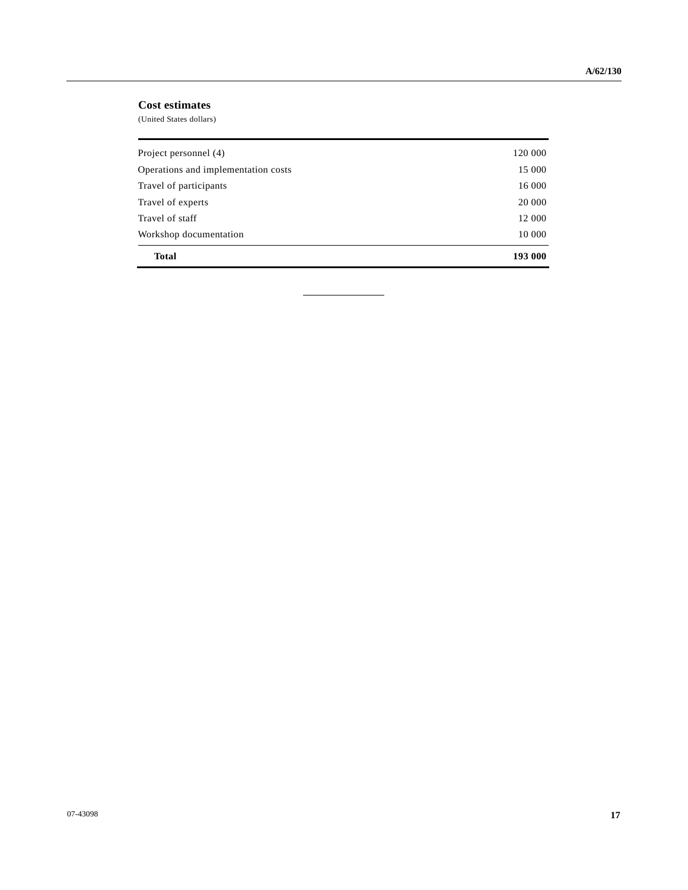### Cost estimates

(United States dollars)

| | |
|---|---|
| Project personnel (4) | 120 000 |
| Operations and implementation costs | 15 000 |
| Travel of participants | 16 000 |
| Travel of experts | 20 000 |
| Travel of staff | 12 000 |
| Workshop documentation | 10 000 |
| **Total** | **193 000** |